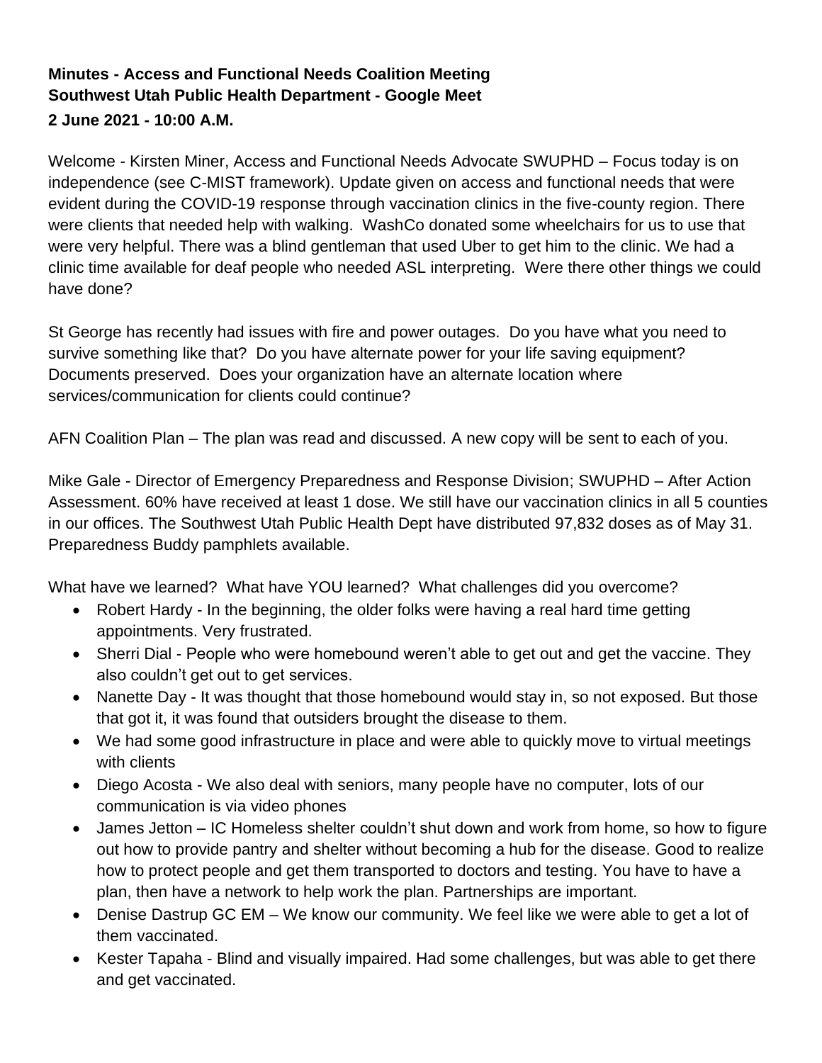**Minutes - Access and Functional Needs Coalition Meeting**
**Southwest Utah Public Health Department - Google Meet**
**2 June 2021 - 10:00 A.M.**

Welcome - Kirsten Miner, Access and Functional Needs Advocate SWUPHD – Focus today is on independence (see C-MIST framework). Update given on access and functional needs that were evident during the COVID-19 response through vaccination clinics in the five-county region. There were clients that needed help with walking. WashCo donated some wheelchairs for us to use that were very helpful. There was a blind gentleman that used Uber to get him to the clinic. We had a clinic time available for deaf people who needed ASL interpreting. Were there other things we could have done?

St George has recently had issues with fire and power outages. Do you have what you need to survive something like that? Do you have alternate power for your life saving equipment? Documents preserved. Does your organization have an alternate location where services/communication for clients could continue?

AFN Coalition Plan – The plan was read and discussed. A new copy will be sent to each of you.

Mike Gale - Director of Emergency Preparedness and Response Division; SWUPHD – After Action Assessment. 60% have received at least 1 dose. We still have our vaccination clinics in all 5 counties in our offices. The Southwest Utah Public Health Dept have distributed 97,832 doses as of May 31. Preparedness Buddy pamphlets available.

What have we learned? What have YOU learned? What challenges did you overcome?

- Robert Hardy - In the beginning, the older folks were having a real hard time getting appointments. Very frustrated.
- Sherri Dial - People who were homebound weren't able to get out and get the vaccine. They also couldn't get out to get services.
- Nanette Day - It was thought that those homebound would stay in, so not exposed. But those that got it, it was found that outsiders brought the disease to them.
- We had some good infrastructure in place and were able to quickly move to virtual meetings with clients
- Diego Acosta - We also deal with seniors, many people have no computer, lots of our communication is via video phones
- James Jetton – IC Homeless shelter couldn't shut down and work from home, so how to figure out how to provide pantry and shelter without becoming a hub for the disease. Good to realize how to protect people and get them transported to doctors and testing. You have to have a plan, then have a network to help work the plan. Partnerships are important.
- Denise Dastrup GC EM – We know our community. We feel like we were able to get a lot of them vaccinated.
- Kester Tapaha - Blind and visually impaired. Had some challenges, but was able to get there and get vaccinated.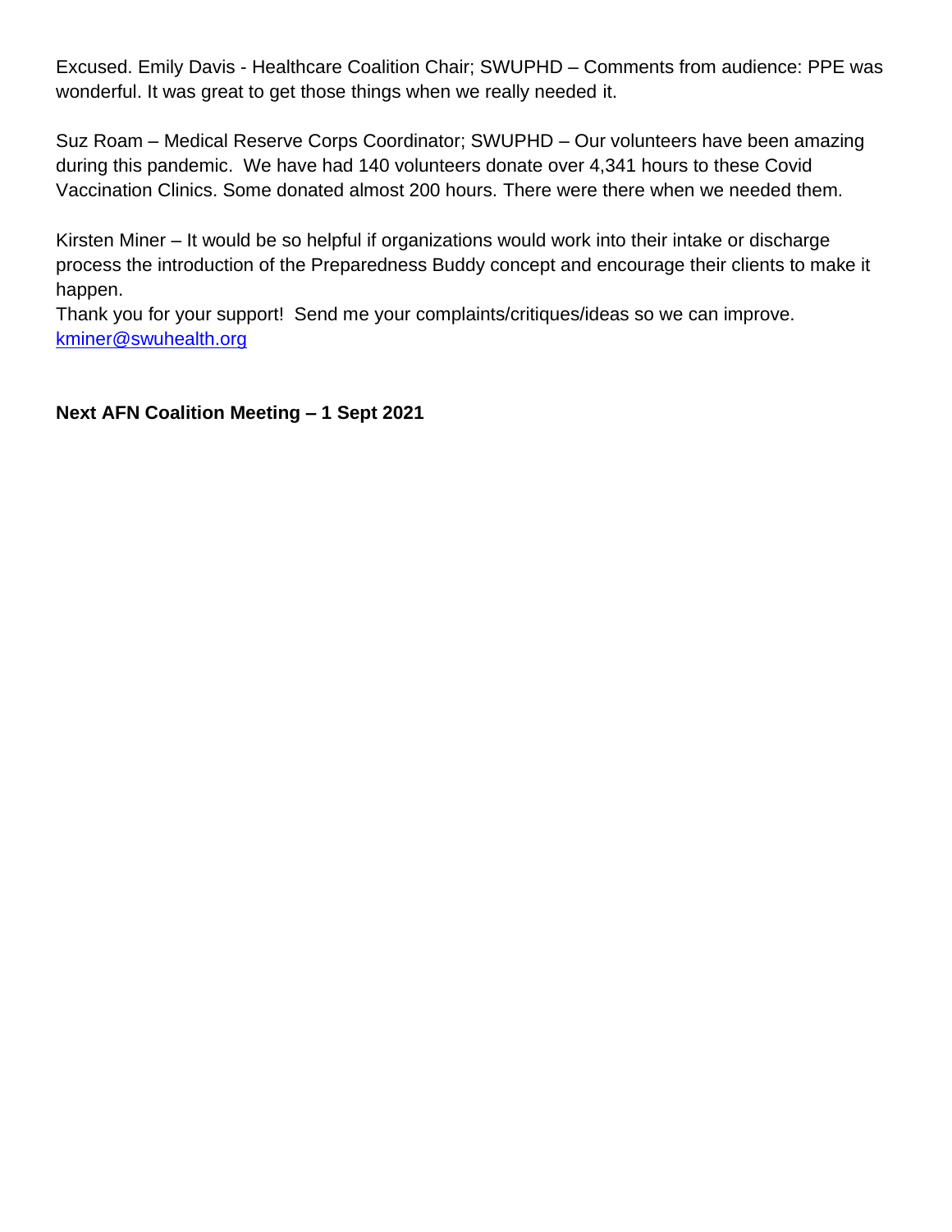Excused. Emily Davis - Healthcare Coalition Chair; SWUPHD – Comments from audience: PPE was wonderful. It was great to get those things when we really needed it.

Suz Roam – Medical Reserve Corps Coordinator; SWUPHD – Our volunteers have been amazing during this pandemic. We have had 140 volunteers donate over 4,341 hours to these Covid Vaccination Clinics. Some donated almost 200 hours. There were there when we needed them.

Kirsten Miner – It would be so helpful if organizations would work into their intake or discharge process the introduction of the Preparedness Buddy concept and encourage their clients to make it happen.
Thank you for your support! Send me your complaints/critiques/ideas so we can improve. kminer@swuhealth.org

**Next AFN Coalition Meeting – 1 Sept 2021**